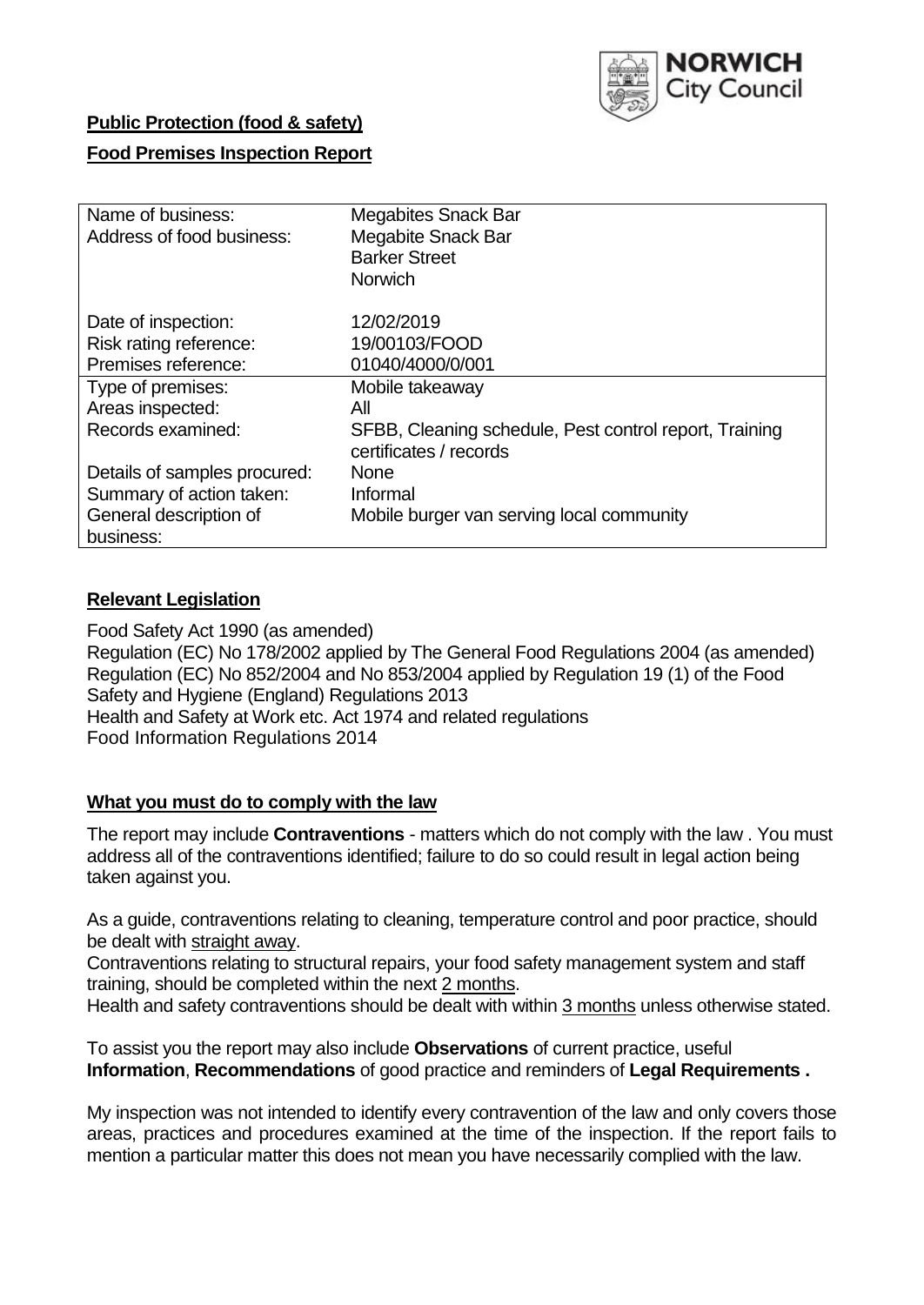**Public Protection (food & safety)**

**Food Premises Inspection Report**

| | |
|---|---|
| Name of business: | Megabites Snack Bar |
| Address of food business: | Megabite Snack Bar<br>Barker Street<br>Norwich |
| Date of inspection: | 12/02/2019 |
| Risk rating reference: | 19/00103/FOOD |
| Premises reference: | 01040/4000/0/001 |
| Type of premises: | Mobile takeaway |
| Areas inspected: | All |
| Records examined: | SFBB, Cleaning schedule, Pest control report, Training certificates / records |
| Details of samples procured: | None |
| Summary of action taken: | Informal |
| General description of business: | Mobile burger van serving local community |

## Relevant Legislation

Food Safety Act 1990 (as amended)
Regulation (EC) No 178/2002 applied by The General Food Regulations 2004 (as amended)
Regulation (EC) No 852/2004 and No 853/2004 applied by Regulation 19 (1) of the Food Safety and Hygiene (England) Regulations 2013
Health and Safety at Work etc. Act 1974 and related regulations
Food Information Regulations 2014

## What you must do to comply with the law

The report may include **Contraventions** - matters which do not comply with the law . You must address all of the contraventions identified; failure to do so could result in legal action being taken against you.

As a guide, contraventions relating to cleaning, temperature control and poor practice, should be dealt with straight away.
Contraventions relating to structural repairs, your food safety management system and staff training, should be completed within the next 2 months.
Health and safety contraventions should be dealt with within 3 months unless otherwise stated.

To assist you the report may also include **Observations** of current practice, useful **Information**, **Recommendations** of good practice and reminders of **Legal Requirements .**

My inspection was not intended to identify every contravention of the law and only covers those areas, practices and procedures examined at the time of the inspection. If the report fails to mention a particular matter this does not mean you have necessarily complied with the law.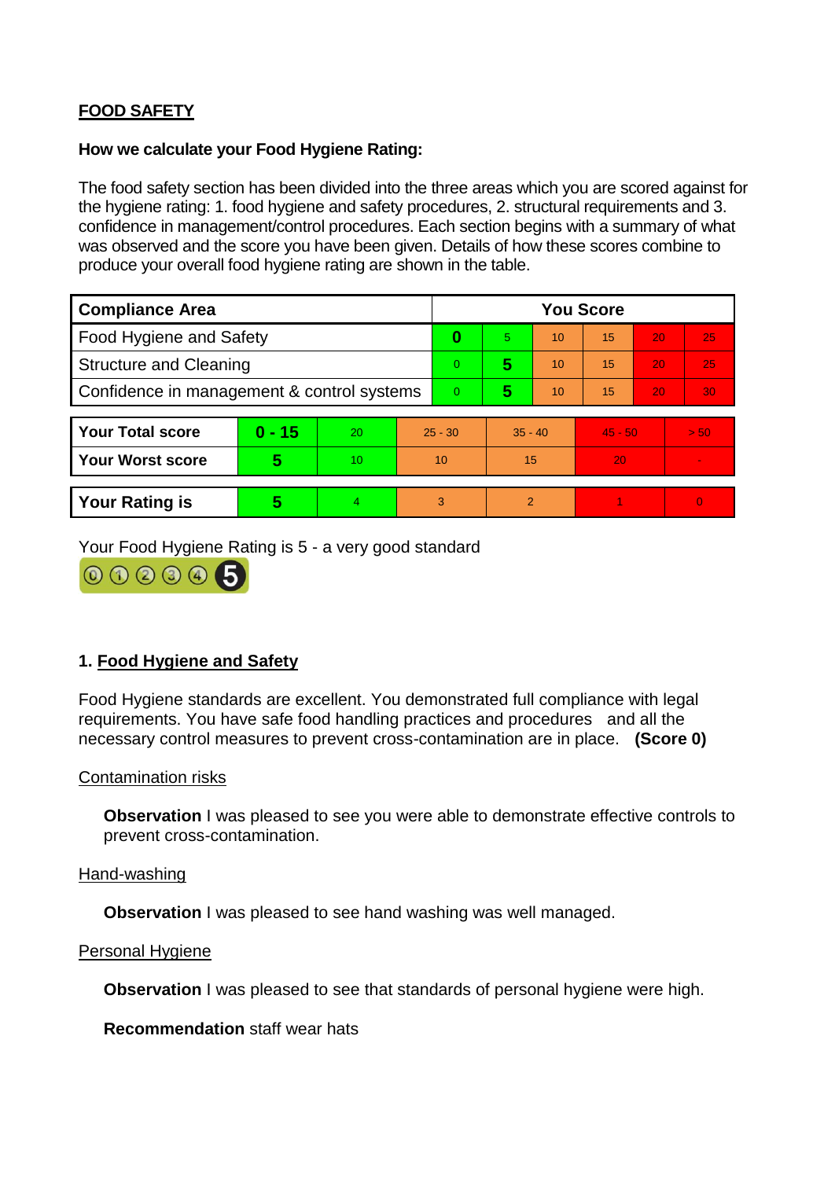## FOOD SAFETY

**How we calculate your Food Hygiene Rating:**

The food safety section has been divided into the three areas which you are scored against for the hygiene rating: 1. food hygiene and safety procedures, 2. structural requirements and 3. confidence in management/control procedures. Each section begins with a summary of what was observed and the score you have been given. Details of how these scores combine to produce your overall food hygiene rating are shown in the table.

| Compliance Area | You Score | | | | | |
|---|---|---|---|---|---|---|
| Food Hygiene and Safety | **0** | 5 | 10 | 15 | 20 | 25 |
| Structure and Cleaning | 0 | **5** | 10 | 15 | 20 | 25 |
| Confidence in management & control systems | 0 | **5** | 10 | 15 | 20 | 30 |

| | | | | | | |
|---|---|---|---|---|---|---|
| **Your Total score** | **0 - 15** | 20 | 25 - 30 | 35 - 40 | 45 - 50 | > 50 |
| **Your Worst score** | **5** | 10 | 10 | 15 | 20 | - |
| **Your Rating is** | **5** | 4 | 3 | 2 | 1 | 0 |

Your Food Hygiene Rating is 5 - a very good standard

## 1. Food Hygiene and Safety

Food Hygiene standards are excellent. You demonstrated full compliance with legal requirements. You have safe food handling practices and procedures and all the necessary control measures to prevent cross-contamination are in place. **(Score 0)**

Contamination risks

**Observation** I was pleased to see you were able to demonstrate effective controls to prevent cross-contamination.

Hand-washing

**Observation** I was pleased to see hand washing was well managed.

Personal Hygiene

**Observation** I was pleased to see that standards of personal hygiene were high.

**Recommendation** staff wear hats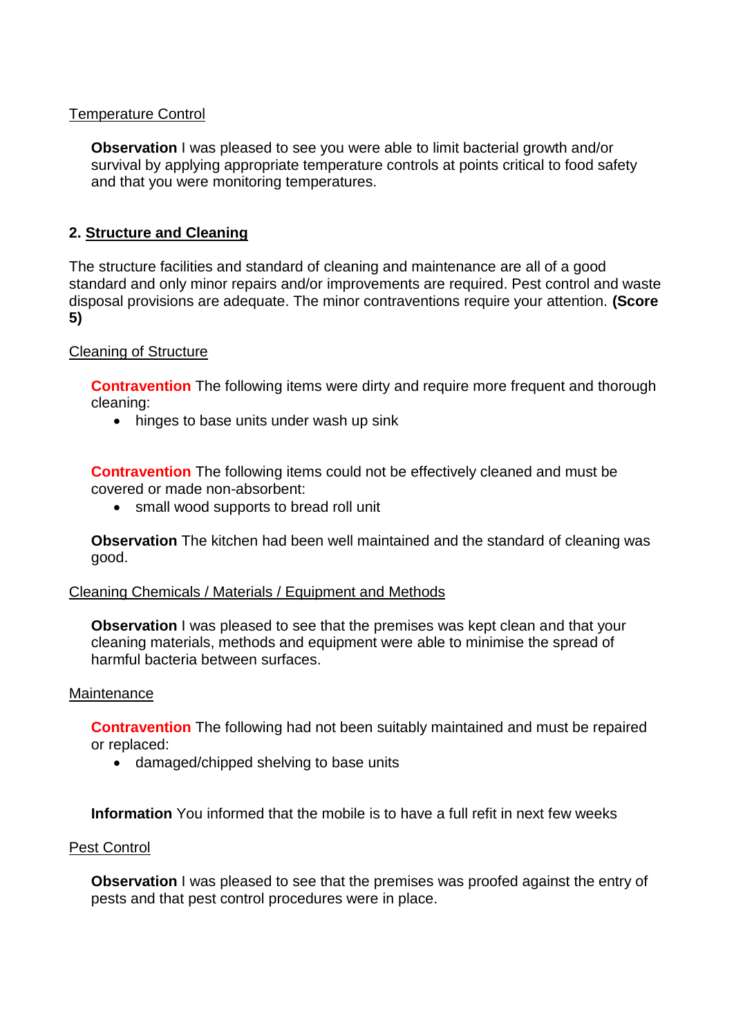Temperature Control

**Observation** I was pleased to see you were able to limit bacterial growth and/or survival by applying appropriate temperature controls at points critical to food safety and that you were monitoring temperatures.

## 2. Structure and Cleaning

The structure facilities and standard of cleaning and maintenance are all of a good standard and only minor repairs and/or improvements are required. Pest control and waste disposal provisions are adequate. The minor contraventions require your attention. **(Score 5)**

Cleaning of Structure

**Contravention** The following items were dirty and require more frequent and thorough cleaning:

- hinges to base units under wash up sink

**Contravention** The following items could not be effectively cleaned and must be covered or made non-absorbent:

- small wood supports to bread roll unit

**Observation** The kitchen had been well maintained and the standard of cleaning was good.

Cleaning Chemicals / Materials / Equipment and Methods

**Observation** I was pleased to see that the premises was kept clean and that your cleaning materials, methods and equipment were able to minimise the spread of harmful bacteria between surfaces.

Maintenance

**Contravention** The following had not been suitably maintained and must be repaired or replaced:

- damaged/chipped shelving to base units

**Information** You informed that the mobile is to have a full refit in next few weeks

Pest Control

**Observation** I was pleased to see that the premises was proofed against the entry of pests and that pest control procedures were in place.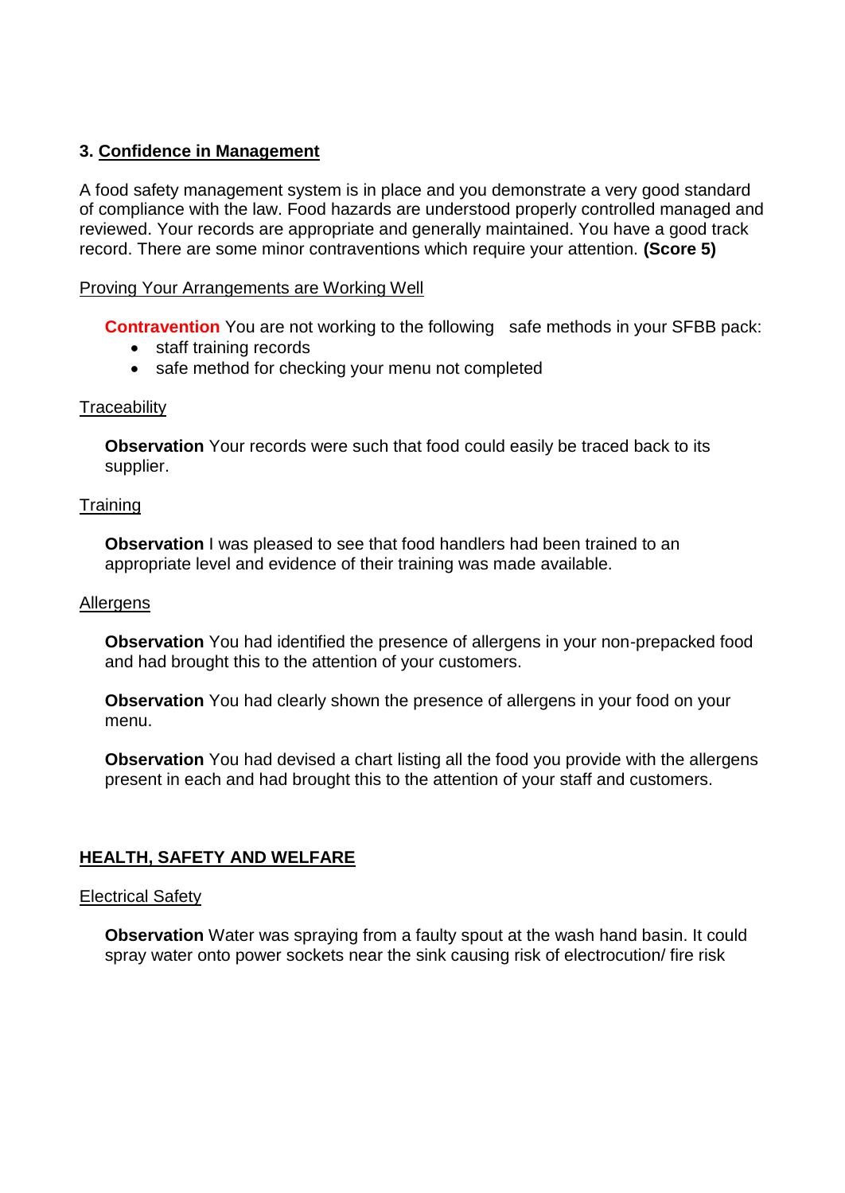### 3. Confidence in Management

A food safety management system is in place and you demonstrate a very good standard of compliance with the law. Food hazards are understood properly controlled managed and reviewed. Your records are appropriate and generally maintained. You have a good track record. There are some minor contraventions which require your attention. **(Score 5)**

Proving Your Arrangements are Working Well

**Contravention** You are not working to the following safe methods in your SFBB pack:

- staff training records
- safe method for checking your menu not completed

Traceability

**Observation** Your records were such that food could easily be traced back to its supplier.

Training

**Observation** I was pleased to see that food handlers had been trained to an appropriate level and evidence of their training was made available.

Allergens

**Observation** You had identified the presence of allergens in your non-prepacked food and had brought this to the attention of your customers.

**Observation** You had clearly shown the presence of allergens in your food on your menu.

**Observation** You had devised a chart listing all the food you provide with the allergens present in each and had brought this to the attention of your staff and customers.

### HEALTH, SAFETY AND WELFARE

Electrical Safety

**Observation** Water was spraying from a faulty spout at the wash hand basin. It could spray water onto power sockets near the sink causing risk of electrocution/ fire risk